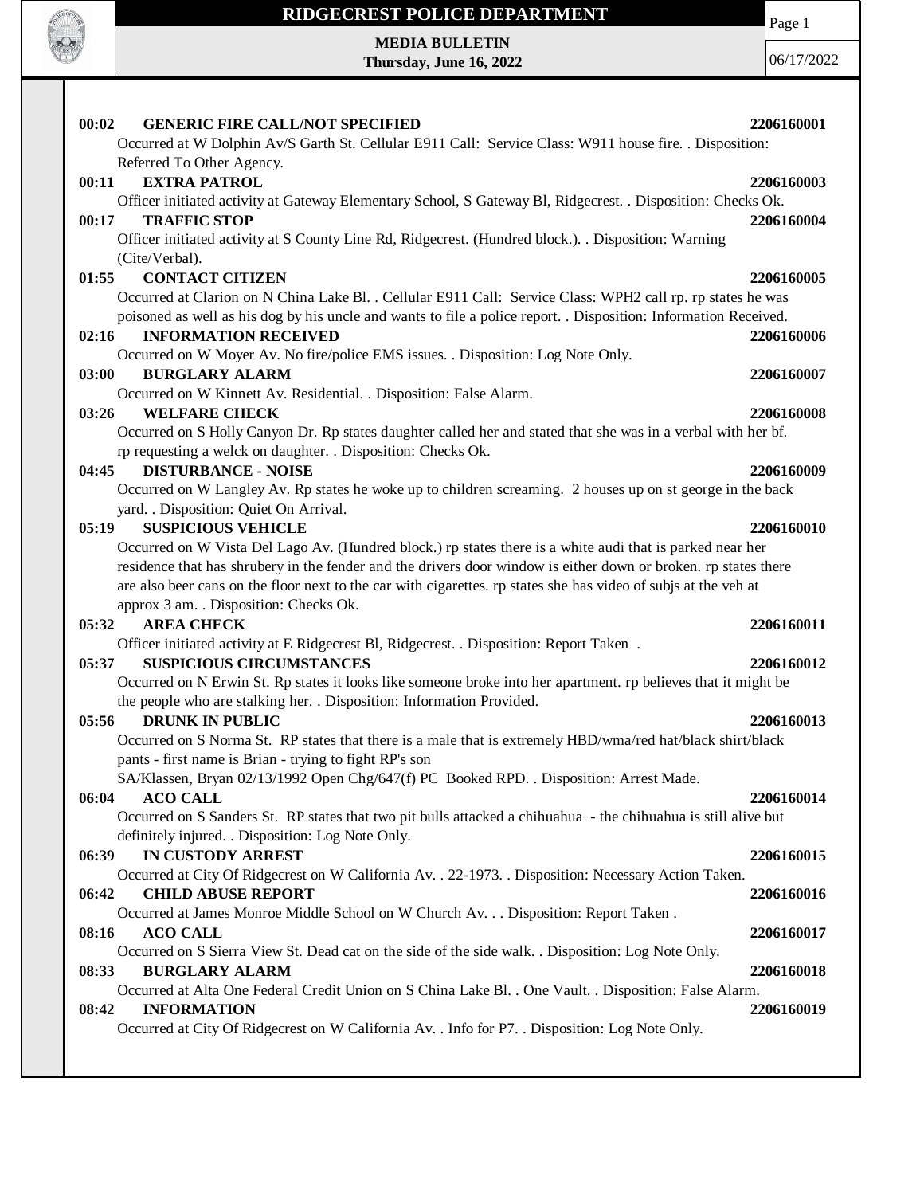# RIDGECREST POLICE DEPARTMENT

**MEDIA BULLETIN**
**Thursday, June 16, 2022**

06/17/2022

**00:02 GENERIC FIRE CALL/NOT SPECIFIED** **2206160001**
Occurred at W Dolphin Av/S Garth St. Cellular E911 Call: Service Class: W911 house fire. . Disposition: Referred To Other Agency.

**00:11 EXTRA PATROL** **2206160003**
Officer initiated activity at Gateway Elementary School, S Gateway Bl, Ridgecrest. . Disposition: Checks Ok.

**00:17 TRAFFIC STOP** **2206160004**
Officer initiated activity at S County Line Rd, Ridgecrest. (Hundred block.). . Disposition: Warning (Cite/Verbal).

**01:55 CONTACT CITIZEN** **2206160005**
Occurred at Clarion on N China Lake Bl. . Cellular E911 Call: Service Class: WPH2 call rp. rp states he was poisoned as well as his dog by his uncle and wants to file a police report. . Disposition: Information Received.

**02:16 INFORMATION RECEIVED** **2206160006**
Occurred on W Moyer Av. No fire/police EMS issues. . Disposition: Log Note Only.

**03:00 BURGLARY ALARM** **2206160007**
Occurred on W Kinnett Av. Residential. . Disposition: False Alarm.

**03:26 WELFARE CHECK** **2206160008**
Occurred on S Holly Canyon Dr. Rp states daughter called her and stated that she was in a verbal with her bf. rp requesting a welck on daughter. . Disposition: Checks Ok.

**04:45 DISTURBANCE - NOISE** **2206160009**
Occurred on W Langley Av. Rp states he woke up to children screaming. 2 houses up on st george in the back yard. . Disposition: Quiet On Arrival.

**05:19 SUSPICIOUS VEHICLE** **2206160010**
Occurred on W Vista Del Lago Av. (Hundred block.) rp states there is a white audi that is parked near her residence that has shrubery in the fender and the drivers door window is either down or broken. rp states there are also beer cans on the floor next to the car with cigarettes. rp states she has video of subjs at the veh at approx 3 am. . Disposition: Checks Ok.

**05:32 AREA CHECK** **2206160011**
Officer initiated activity at E Ridgecrest Bl, Ridgecrest. . Disposition: Report Taken .

**05:37 SUSPICIOUS CIRCUMSTANCES** **2206160012**
Occurred on N Erwin St. Rp states it looks like someone broke into her apartment. rp believes that it might be the people who are stalking her. . Disposition: Information Provided.

**05:56 DRUNK IN PUBLIC** **2206160013**
Occurred on S Norma St. RP states that there is a male that is extremely HBD/wma/red hat/black shirt/black pants - first name is Brian - trying to fight RP's son
SA/Klassen, Bryan 02/13/1992 Open Chg/647(f) PC Booked RPD. . Disposition: Arrest Made.

**06:04 ACO CALL** **2206160014**
Occurred on S Sanders St. RP states that two pit bulls attacked a chihuahua - the chihuahua is still alive but definitely injured. . Disposition: Log Note Only.

**06:39 IN CUSTODY ARREST** **2206160015**
Occurred at City Of Ridgecrest on W California Av. . 22-1973. . Disposition: Necessary Action Taken.

**06:42 CHILD ABUSE REPORT** **2206160016**
Occurred at James Monroe Middle School on W Church Av. . . Disposition: Report Taken .

**08:16 ACO CALL** **2206160017**
Occurred on S Sierra View St. Dead cat on the side of the side walk. . Disposition: Log Note Only.

**08:33 BURGLARY ALARM** **2206160018**
Occurred at Alta One Federal Credit Union on S China Lake Bl. . One Vault. . Disposition: False Alarm.

**08:42 INFORMATION** **2206160019**
Occurred at City Of Ridgecrest on W California Av. . Info for P7. . Disposition: Log Note Only.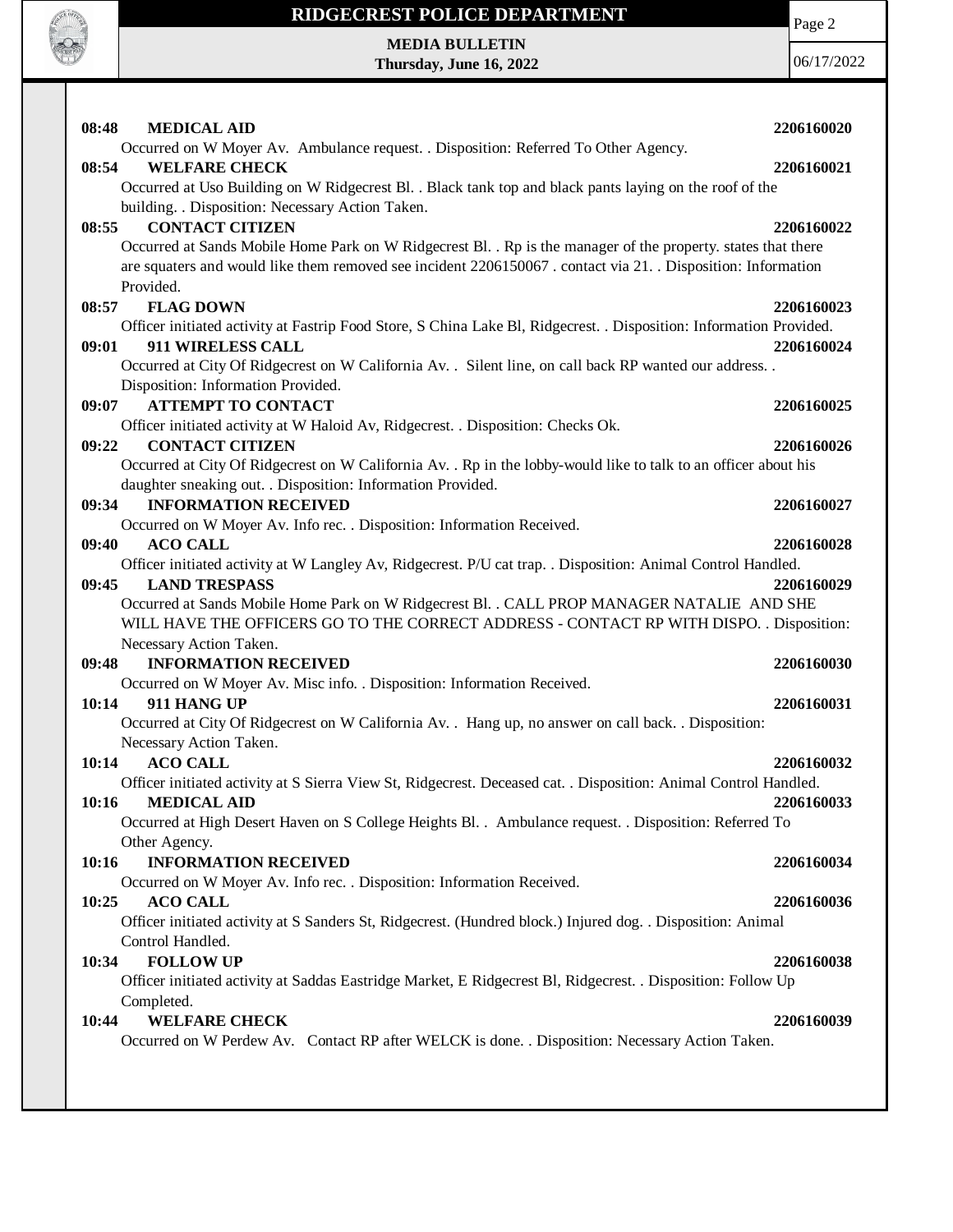**08:48 MEDICAL AID** 2206160020
Occurred on W Moyer Av. Ambulance request. . Disposition: Referred To Other Agency.

**08:54 WELFARE CHECK** 2206160021
Occurred at Uso Building on W Ridgecrest Bl. . Black tank top and black pants laying on the roof of the building. . Disposition: Necessary Action Taken.

**08:55 CONTACT CITIZEN** 2206160022
Occurred at Sands Mobile Home Park on W Ridgecrest Bl. . Rp is the manager of the property. states that there are squaters and would like them removed see incident 2206150067 . contact via 21. . Disposition: Information Provided.

**08:57 FLAG DOWN** 2206160023
Officer initiated activity at Fastrip Food Store, S China Lake Bl, Ridgecrest. . Disposition: Information Provided.

**09:01 911 WIRELESS CALL** 2206160024
Occurred at City Of Ridgecrest on W California Av. . Silent line, on call back RP wanted our address. . Disposition: Information Provided.

**09:07 ATTEMPT TO CONTACT** 2206160025
Officer initiated activity at W Haloid Av, Ridgecrest. . Disposition: Checks Ok.

**09:22 CONTACT CITIZEN** 2206160026
Occurred at City Of Ridgecrest on W California Av. . Rp in the lobby-would like to talk to an officer about his daughter sneaking out. . Disposition: Information Provided.

**09:34 INFORMATION RECEIVED** 2206160027
Occurred on W Moyer Av. Info rec. . Disposition: Information Received.

**09:40 ACO CALL** 2206160028
Officer initiated activity at W Langley Av, Ridgecrest. P/U cat trap. . Disposition: Animal Control Handled.

**09:45 LAND TRESPASS** 2206160029
Occurred at Sands Mobile Home Park on W Ridgecrest Bl. . CALL PROP MANAGER NATALIE AND SHE WILL HAVE THE OFFICERS GO TO THE CORRECT ADDRESS - CONTACT RP WITH DISPO. . Disposition: Necessary Action Taken.

**09:48 INFORMATION RECEIVED** 2206160030
Occurred on W Moyer Av. Misc info. . Disposition: Information Received.

**10:14 911 HANG UP** 2206160031
Occurred at City Of Ridgecrest on W California Av. . Hang up, no answer on call back. . Disposition: Necessary Action Taken.

**10:14 ACO CALL** 2206160032
Officer initiated activity at S Sierra View St, Ridgecrest. Deceased cat. . Disposition: Animal Control Handled.

**10:16 MEDICAL AID** 2206160033
Occurred at High Desert Haven on S College Heights Bl. . Ambulance request. . Disposition: Referred To Other Agency.

**10:16 INFORMATION RECEIVED** 2206160034
Occurred on W Moyer Av. Info rec. . Disposition: Information Received.

**10:25 ACO CALL** 2206160036
Officer initiated activity at S Sanders St, Ridgecrest. (Hundred block.) Injured dog. . Disposition: Animal Control Handled.

**10:34 FOLLOW UP** 2206160038
Officer initiated activity at Saddas Eastridge Market, E Ridgecrest Bl, Ridgecrest. . Disposition: Follow Up Completed.

**10:44 WELFARE CHECK** 2206160039
Occurred on W Perdew Av. Contact RP after WELCK is done. . Disposition: Necessary Action Taken.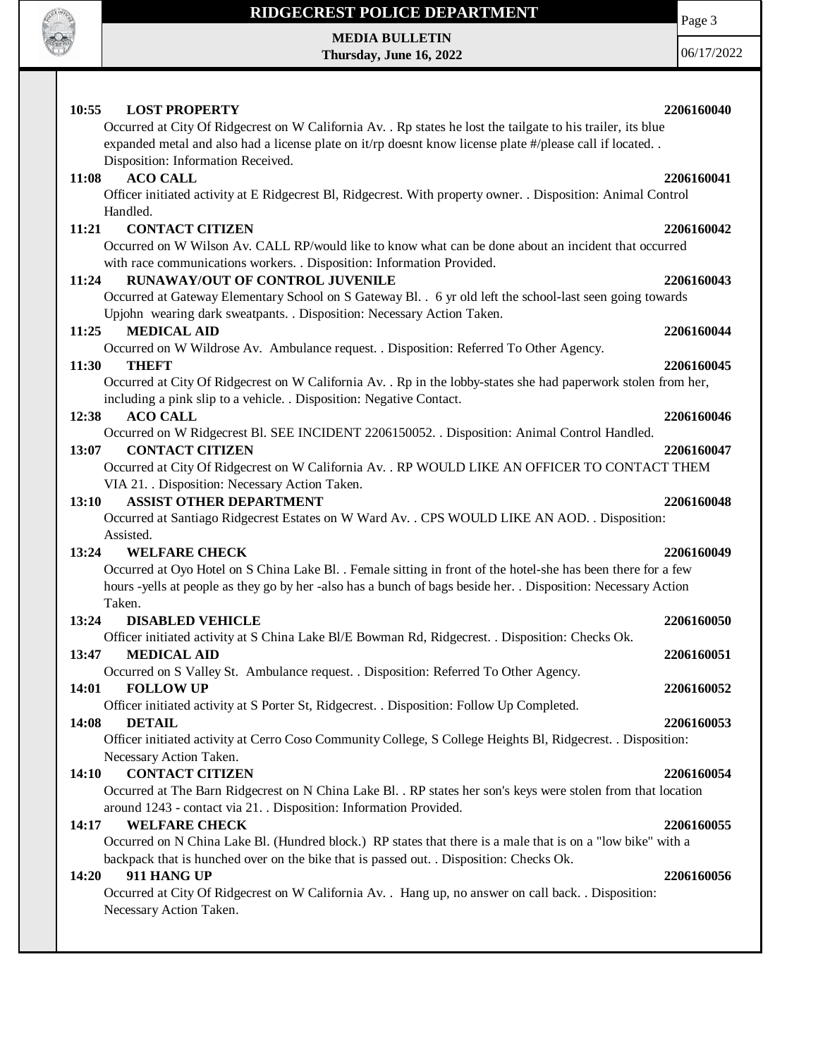**10:55 LOST PROPERTY** **2206160040**
Occurred at City Of Ridgecrest on W California Av. . Rp states he lost the tailgate to his trailer, its blue expanded metal and also had a license plate on it/rp doesnt know license plate #/please call if located. . Disposition: Information Received.

**11:08 ACO CALL** **2206160041**
Officer initiated activity at E Ridgecrest Bl, Ridgecrest. With property owner. . Disposition: Animal Control Handled.

**11:21 CONTACT CITIZEN** **2206160042**
Occurred on W Wilson Av. CALL RP/would like to know what can be done about an incident that occurred with race communications workers. . Disposition: Information Provided.

**11:24 RUNAWAY/OUT OF CONTROL JUVENILE** **2206160043**
Occurred at Gateway Elementary School on S Gateway Bl. . 6 yr old left the school-last seen going towards Upjohn wearing dark sweatpants. . Disposition: Necessary Action Taken.

**11:25 MEDICAL AID** **2206160044**
Occurred on W Wildrose Av. Ambulance request. . Disposition: Referred To Other Agency.

**11:30 THEFT** **2206160045**
Occurred at City Of Ridgecrest on W California Av. . Rp in the lobby-states she had paperwork stolen from her, including a pink slip to a vehicle. . Disposition: Negative Contact.

**12:38 ACO CALL** **2206160046**
Occurred on W Ridgecrest Bl. SEE INCIDENT 2206150052. . Disposition: Animal Control Handled.

**13:07 CONTACT CITIZEN** **2206160047**
Occurred at City Of Ridgecrest on W California Av. . RP WOULD LIKE AN OFFICER TO CONTACT THEM VIA 21. . Disposition: Necessary Action Taken.

**13:10 ASSIST OTHER DEPARTMENT** **2206160048**
Occurred at Santiago Ridgecrest Estates on W Ward Av. . CPS WOULD LIKE AN AOD. . Disposition: Assisted.

**13:24 WELFARE CHECK** **2206160049**
Occurred at Oyo Hotel on S China Lake Bl. . Female sitting in front of the hotel-she has been there for a few hours -yells at people as they go by her -also has a bunch of bags beside her. . Disposition: Necessary Action Taken.

**13:24 DISABLED VEHICLE** **2206160050**
Officer initiated activity at S China Lake Bl/E Bowman Rd, Ridgecrest. . Disposition: Checks Ok.

**13:47 MEDICAL AID** **2206160051**
Occurred on S Valley St. Ambulance request. . Disposition: Referred To Other Agency.

**14:01 FOLLOW UP** **2206160052**
Officer initiated activity at S Porter St, Ridgecrest. . Disposition: Follow Up Completed.

**14:08 DETAIL** **2206160053**
Officer initiated activity at Cerro Coso Community College, S College Heights Bl, Ridgecrest. . Disposition: Necessary Action Taken.

**14:10 CONTACT CITIZEN** **2206160054**
Occurred at The Barn Ridgecrest on N China Lake Bl. . RP states her son's keys were stolen from that location around 1243 - contact via 21. . Disposition: Information Provided.

**14:17 WELFARE CHECK** **2206160055**
Occurred on N China Lake Bl. (Hundred block.) RP states that there is a male that is on a "low bike" with a backpack that is hunched over on the bike that is passed out. . Disposition: Checks Ok.

**14:20 911 HANG UP** **2206160056**
Occurred at City Of Ridgecrest on W California Av. . Hang up, no answer on call back. . Disposition: Necessary Action Taken.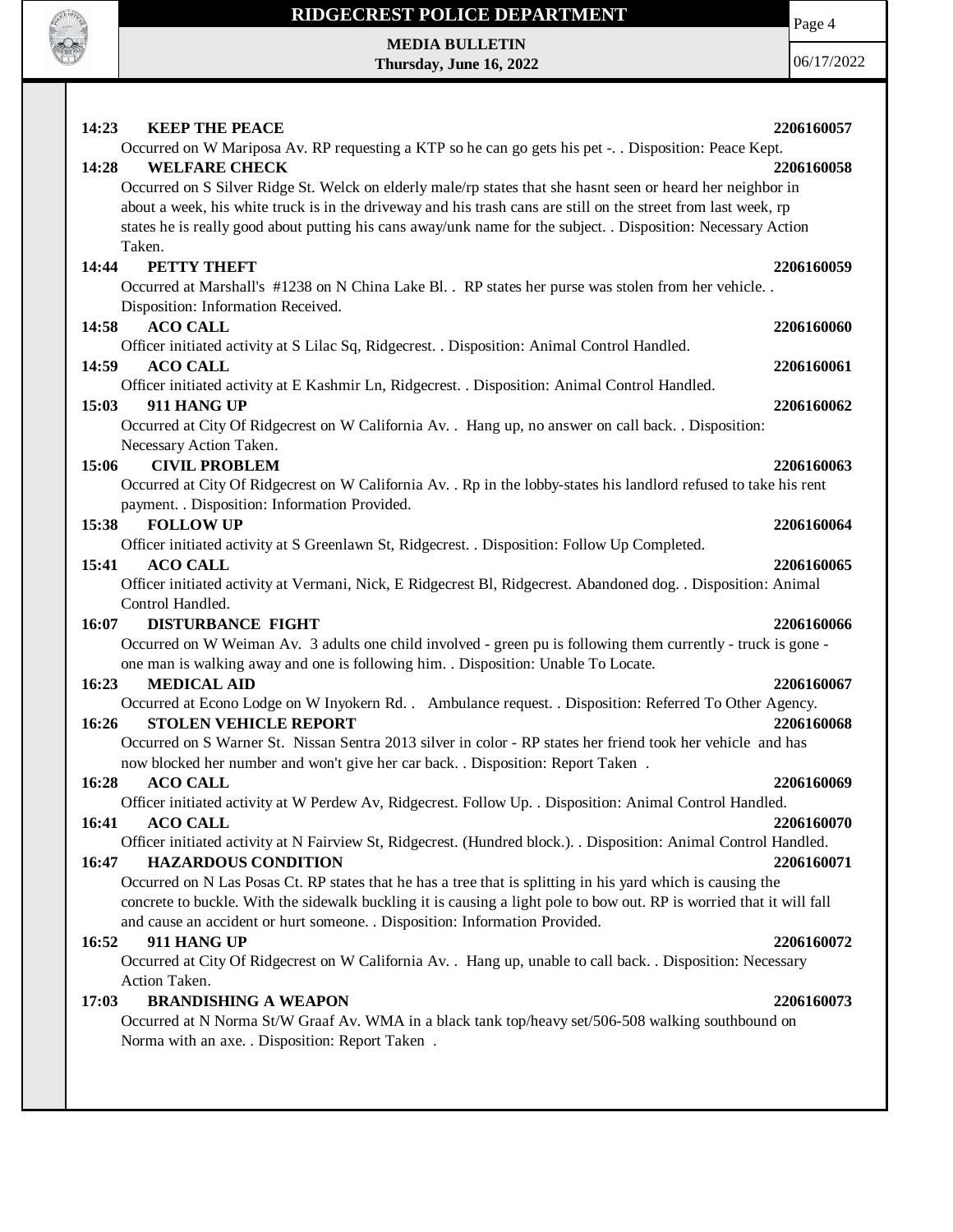**14:23 KEEP THE PEACE 2206160057**

Occurred on W Mariposa Av. RP requesting a KTP so he can go gets his pet -. . Disposition: Peace Kept.

**14:28 WELFARE CHECK 2206160058**

Occurred on S Silver Ridge St. Welck on elderly male/rp states that she hasnt seen or heard her neighbor in about a week, his white truck is in the driveway and his trash cans are still on the street from last week, rp states he is really good about putting his cans away/unk name for the subject. . Disposition: Necessary Action Taken.

**14:44 PETTY THEFT 2206160059**

Occurred at Marshall's #1238 on N China Lake Bl. . RP states her purse was stolen from her vehicle. . Disposition: Information Received.

**14:58 ACO CALL 2206160060**

Officer initiated activity at S Lilac Sq, Ridgecrest. . Disposition: Animal Control Handled.

**14:59 ACO CALL 2206160061**

Officer initiated activity at E Kashmir Ln, Ridgecrest. . Disposition: Animal Control Handled.

**15:03 911 HANG UP 2206160062**

Occurred at City Of Ridgecrest on W California Av. . Hang up, no answer on call back. . Disposition: Necessary Action Taken.

**15:06 CIVIL PROBLEM 2206160063**

Occurred at City Of Ridgecrest on W California Av. . Rp in the lobby-states his landlord refused to take his rent payment. . Disposition: Information Provided.

**15:38 FOLLOW UP 2206160064**

Officer initiated activity at S Greenlawn St, Ridgecrest. . Disposition: Follow Up Completed.

**15:41 ACO CALL 2206160065**

Officer initiated activity at Vermani, Nick, E Ridgecrest Bl, Ridgecrest. Abandoned dog. . Disposition: Animal Control Handled.

**16:07 DISTURBANCE FIGHT 2206160066**

Occurred on W Weiman Av. 3 adults one child involved - green pu is following them currently - truck is gone - one man is walking away and one is following him. . Disposition: Unable To Locate.

**16:23 MEDICAL AID 2206160067**

Occurred at Econo Lodge on W Inyokern Rd. . Ambulance request. . Disposition: Referred To Other Agency.

**16:26 STOLEN VEHICLE REPORT 2206160068**

Occurred on S Warner St. Nissan Sentra 2013 silver in color - RP states her friend took her vehicle and has now blocked her number and won't give her car back. . Disposition: Report Taken .

**16:28 ACO CALL 2206160069**

Officer initiated activity at W Perdew Av, Ridgecrest. Follow Up. . Disposition: Animal Control Handled.

**16:41 ACO CALL 2206160070**

Officer initiated activity at N Fairview St, Ridgecrest. (Hundred block.). . Disposition: Animal Control Handled.

**16:47 HAZARDOUS CONDITION 2206160071**

Occurred on N Las Posas Ct. RP states that he has a tree that is splitting in his yard which is causing the concrete to buckle. With the sidewalk buckling it is causing a light pole to bow out. RP is worried that it will fall and cause an accident or hurt someone. . Disposition: Information Provided.

**16:52 911 HANG UP 2206160072**

Occurred at City Of Ridgecrest on W California Av. . Hang up, unable to call back. . Disposition: Necessary Action Taken.

**17:03 BRANDISHING A WEAPON 2206160073**

Occurred at N Norma St/W Graaf Av. WMA in a black tank top/heavy set/506-508 walking southbound on Norma with an axe. . Disposition: Report Taken .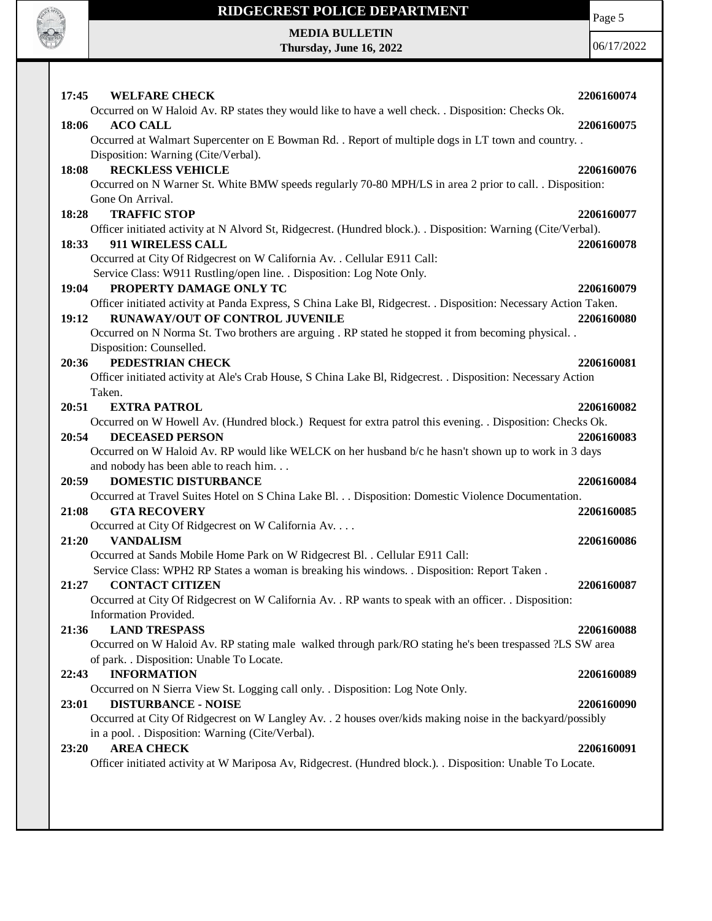**17:45 WELFARE CHECK** **2206160074**

Occurred on W Haloid Av. RP states they would like to have a well check. . Disposition: Checks Ok.

**18:06 ACO CALL** **2206160075**

Occurred at Walmart Supercenter on E Bowman Rd. . Report of multiple dogs in LT town and country. . Disposition: Warning (Cite/Verbal).

**18:08 RECKLESS VEHICLE** **2206160076**

Occurred on N Warner St. White BMW speeds regularly 70-80 MPH/LS in area 2 prior to call. . Disposition: Gone On Arrival.

**18:28 TRAFFIC STOP** **2206160077**

Officer initiated activity at N Alvord St, Ridgecrest. (Hundred block.). . Disposition: Warning (Cite/Verbal).

**18:33 911 WIRELESS CALL** **2206160078**

Occurred at City Of Ridgecrest on W California Av. . Cellular E911 Call:
Service Class: W911 Rustling/open line. . Disposition: Log Note Only.

**19:04 PROPERTY DAMAGE ONLY TC** **2206160079**

Officer initiated activity at Panda Express, S China Lake Bl, Ridgecrest. . Disposition: Necessary Action Taken.

**19:12 RUNAWAY/OUT OF CONTROL JUVENILE** **2206160080**

Occurred on N Norma St. Two brothers are arguing . RP stated he stopped it from becoming physical. . Disposition: Counselled.

**20:36 PEDESTRIAN CHECK** **2206160081**

Officer initiated activity at Ale's Crab House, S China Lake Bl, Ridgecrest. . Disposition: Necessary Action Taken.

**20:51 EXTRA PATROL** **2206160082**

Occurred on W Howell Av. (Hundred block.) Request for extra patrol this evening. . Disposition: Checks Ok.

**20:54 DECEASED PERSON** **2206160083**

Occurred on W Haloid Av. RP would like WELCK on her husband b/c he hasn't shown up to work in 3 days and nobody has been able to reach him. . .

**20:59 DOMESTIC DISTURBANCE** **2206160084**

Occurred at Travel Suites Hotel on S China Lake Bl. . . Disposition: Domestic Violence Documentation.

**21:08 GTA RECOVERY** **2206160085**

Occurred at City Of Ridgecrest on W California Av. . . .

**21:20 VANDALISM** **2206160086**

Occurred at Sands Mobile Home Park on W Ridgecrest Bl. . Cellular E911 Call:
Service Class: WPH2 RP States a woman is breaking his windows. . Disposition: Report Taken .

**21:27 CONTACT CITIZEN** **2206160087**

Occurred at City Of Ridgecrest on W California Av. . RP wants to speak with an officer. . Disposition: Information Provided.

**21:36 LAND TRESPASS** **2206160088**

Occurred on W Haloid Av. RP stating male walked through park/RO stating he's been trespassed ?LS SW area of park. . Disposition: Unable To Locate.

**22:43 INFORMATION** **2206160089**

Occurred on N Sierra View St. Logging call only. . Disposition: Log Note Only.

**23:01 DISTURBANCE - NOISE** **2206160090**

Occurred at City Of Ridgecrest on W Langley Av. . 2 houses over/kids making noise in the backyard/possibly in a pool. . Disposition: Warning (Cite/Verbal).

**23:20 AREA CHECK** **2206160091**

Officer initiated activity at W Mariposa Av, Ridgecrest. (Hundred block.). . Disposition: Unable To Locate.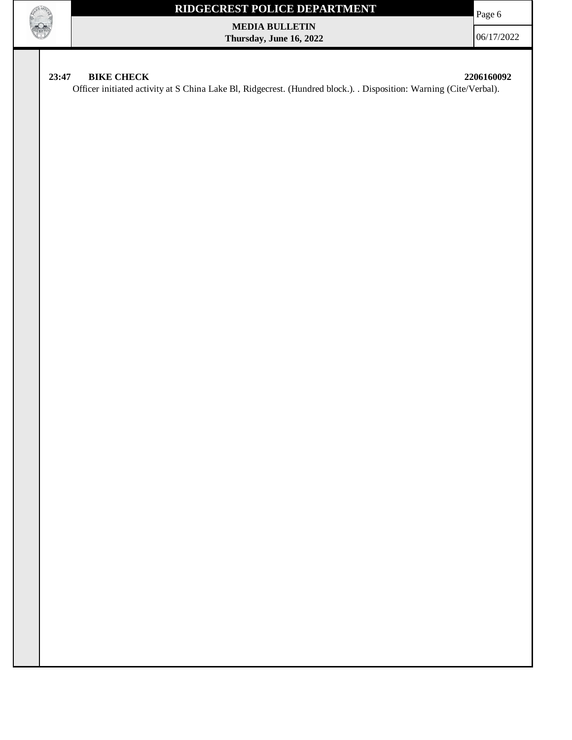**23:47 BIKE CHECK** **2206160092**

Officer initiated activity at S China Lake Bl, Ridgecrest. (Hundred block.). . Disposition: Warning (Cite/Verbal).